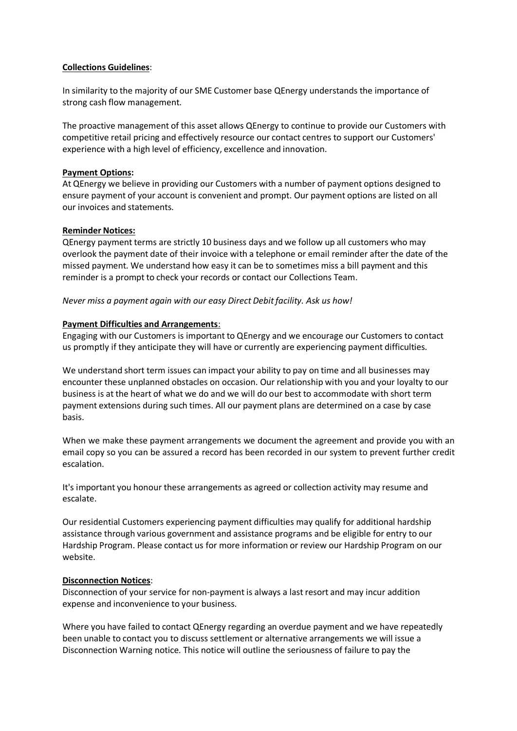**Collections Guidelines**:

In similarity to the majority of our SME Customer base QEnergy understands the importance of strong cash flow management.

The proactive management of this asset allows QEnergy to continue to provide our Customers with competitive retail pricing and effectively resource our contact centres to support our Customers' experience with a high level of efficiency, excellence and innovation.

**Payment Options:**

At QEnergy we believe in providing our Customers with a number of payment options designed to ensure payment of your account is convenient and prompt. Our payment options are listed on all our invoices and statements.

**Reminder Notices:**

QEnergy payment terms are strictly 10 business days and we follow up all customers who may overlook the payment date of their invoice with a telephone or email reminder after the date of the missed payment. We understand how easy it can be to sometimes miss a bill payment and this reminder is a prompt to check your records or contact our Collections Team.

*Never miss a payment again with our easy Direct Debit facility. Ask us how!*

**Payment Difficulties and Arrangements**:

Engaging with our Customers is important to QEnergy and we encourage our Customers to contact us promptly if they anticipate they will have or currently are experiencing payment difficulties.

We understand short term issues can impact your ability to pay on time and all businesses may encounter these unplanned obstacles on occasion. Our relationship with you and your loyalty to our business is at the heart of what we do and we will do our best to accommodate with short term payment extensions during such times. All our payment plans are determined on a case by case basis.

When we make these payment arrangements we document the agreement and provide you with an email copy so you can be assured a record has been recorded in our system to prevent further credit escalation.

It's important you honour these arrangements as agreed or collection activity may resume and escalate.

Our residential Customers experiencing payment difficulties may qualify for additional hardship assistance through various government and assistance programs and be eligible for entry to our Hardship Program. Please contact us for more information or review our Hardship Program on our website.

**Disconnection Notices**:

Disconnection of your service for non-payment is always a last resort and may incur addition expense and inconvenience to your business.

Where you have failed to contact QEnergy regarding an overdue payment and we have repeatedly been unable to contact you to discuss settlement or alternative arrangements we will issue a Disconnection Warning notice. This notice will outline the seriousness of failure to pay the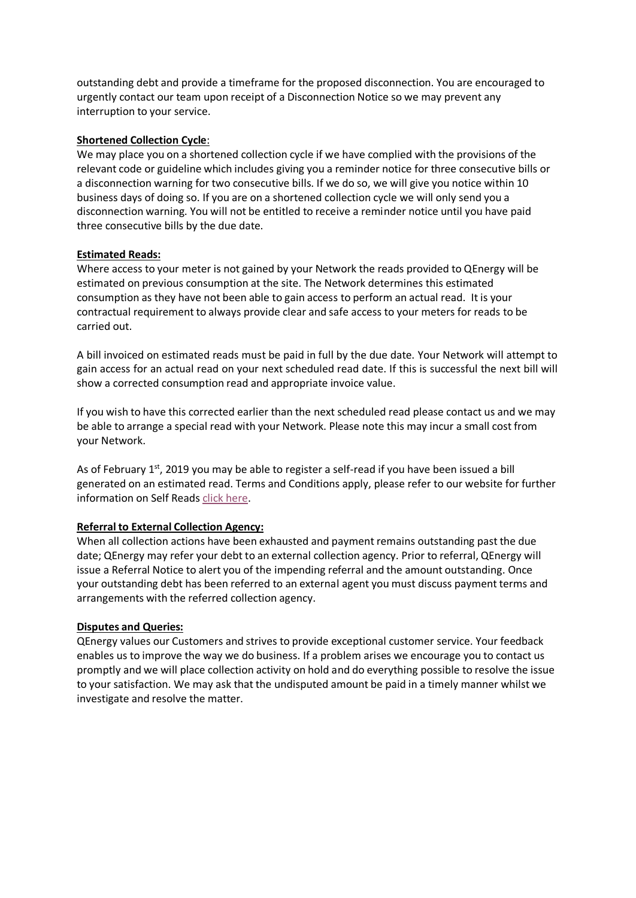outstanding debt and provide a timeframe for the proposed disconnection. You are encouraged to urgently contact our team upon receipt of a Disconnection Notice so we may prevent any interruption to your service.

**Shortened Collection Cycle**:
We may place you on a shortened collection cycle if we have complied with the provisions of the relevant code or guideline which includes giving you a reminder notice for three consecutive bills or a disconnection warning for two consecutive bills. If we do so, we will give you notice within 10 business days of doing so. If you are on a shortened collection cycle we will only send you a disconnection warning. You will not be entitled to receive a reminder notice until you have paid three consecutive bills by the due date.

**Estimated Reads:**
Where access to your meter is not gained by your Network the reads provided to QEnergy will be estimated on previous consumption at the site. The Network determines this estimated consumption as they have not been able to gain access to perform an actual read. It is your contractual requirement to always provide clear and safe access to your meters for reads to be carried out.

A bill invoiced on estimated reads must be paid in full by the due date. Your Network will attempt to gain access for an actual read on your next scheduled read date. If this is successful the next bill will show a corrected consumption read and appropriate invoice value.

If you wish to have this corrected earlier than the next scheduled read please contact us and we may be able to arrange a special read with your Network. Please note this may incur a small cost from your Network.

As of February 1st, 2019 you may be able to register a self-read if you have been issued a bill generated on an estimated read. Terms and Conditions apply, please refer to our website for further information on Self Reads click here.

**Referral to External Collection Agency:**
When all collection actions have been exhausted and payment remains outstanding past the due date; QEnergy may refer your debt to an external collection agency. Prior to referral, QEnergy will issue a Referral Notice to alert you of the impending referral and the amount outstanding. Once your outstanding debt has been referred to an external agent you must discuss payment terms and arrangements with the referred collection agency.

**Disputes and Queries:**
QEnergy values our Customers and strives to provide exceptional customer service. Your feedback enables us to improve the way we do business. If a problem arises we encourage you to contact us promptly and we will place collection activity on hold and do everything possible to resolve the issue to your satisfaction. We may ask that the undisputed amount be paid in a timely manner whilst we investigate and resolve the matter.